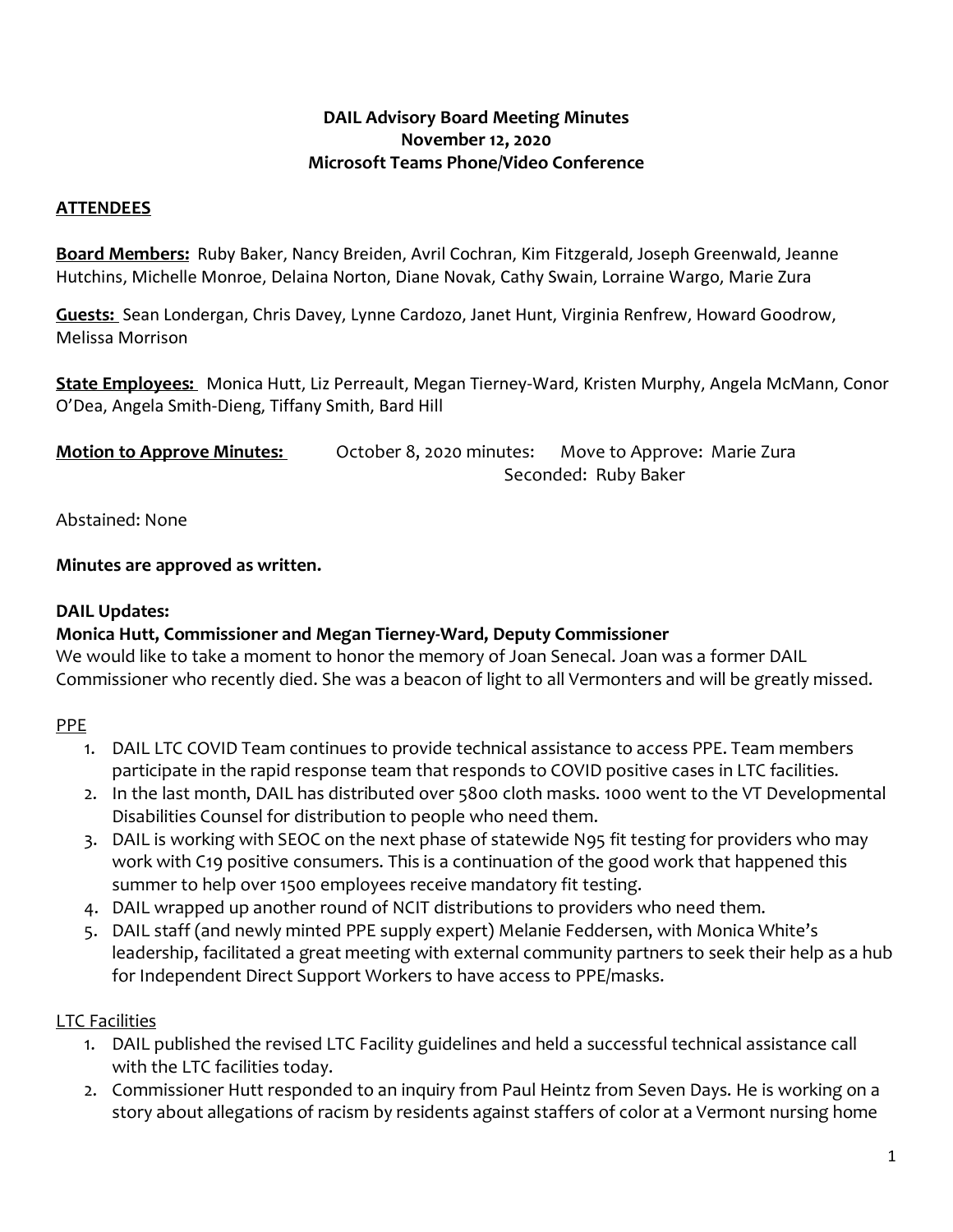**DAIL Advisory Board Meeting Minutes**
**November 12, 2020**
**Microsoft Teams Phone/Video Conference**

**ATTENDEES**

**Board Members:** Ruby Baker, Nancy Breiden, Avril Cochran, Kim Fitzgerald, Joseph Greenwald, Jeanne Hutchins, Michelle Monroe, Delaina Norton, Diane Novak, Cathy Swain, Lorraine Wargo, Marie Zura

**Guests:** Sean Londergan, Chris Davey, Lynne Cardozo, Janet Hunt, Virginia Renfrew, Howard Goodrow, Melissa Morrison

**State Employees:** Monica Hutt, Liz Perreault, Megan Tierney-Ward, Kristen Murphy, Angela McMann, Conor O'Dea, Angela Smith-Dieng, Tiffany Smith, Bard Hill

**Motion to Approve Minutes:** October 8, 2020 minutes: Move to Approve: Marie Zura
Seconded: Ruby Baker

Abstained: None

**Minutes are approved as written.**

**DAIL Updates:**

**Monica Hutt, Commissioner and Megan Tierney-Ward, Deputy Commissioner**

We would like to take a moment to honor the memory of Joan Senecal. Joan was a former DAIL Commissioner who recently died. She was a beacon of light to all Vermonters and will be greatly missed.

PPE

1. DAIL LTC COVID Team continues to provide technical assistance to access PPE. Team members participate in the rapid response team that responds to COVID positive cases in LTC facilities.
2. In the last month, DAIL has distributed over 5800 cloth masks. 1000 went to the VT Developmental Disabilities Counsel for distribution to people who need them.
3. DAIL is working with SEOC on the next phase of statewide N95 fit testing for providers who may work with C19 positive consumers. This is a continuation of the good work that happened this summer to help over 1500 employees receive mandatory fit testing.
4. DAIL wrapped up another round of NCIT distributions to providers who need them.
5. DAIL staff (and newly minted PPE supply expert) Melanie Feddersen, with Monica White's leadership, facilitated a great meeting with external community partners to seek their help as a hub for Independent Direct Support Workers to have access to PPE/masks.

LTC Facilities

1. DAIL published the revised LTC Facility guidelines and held a successful technical assistance call with the LTC facilities today.
2. Commissioner Hutt responded to an inquiry from Paul Heintz from Seven Days. He is working on a story about allegations of racism by residents against staffers of color at a Vermont nursing home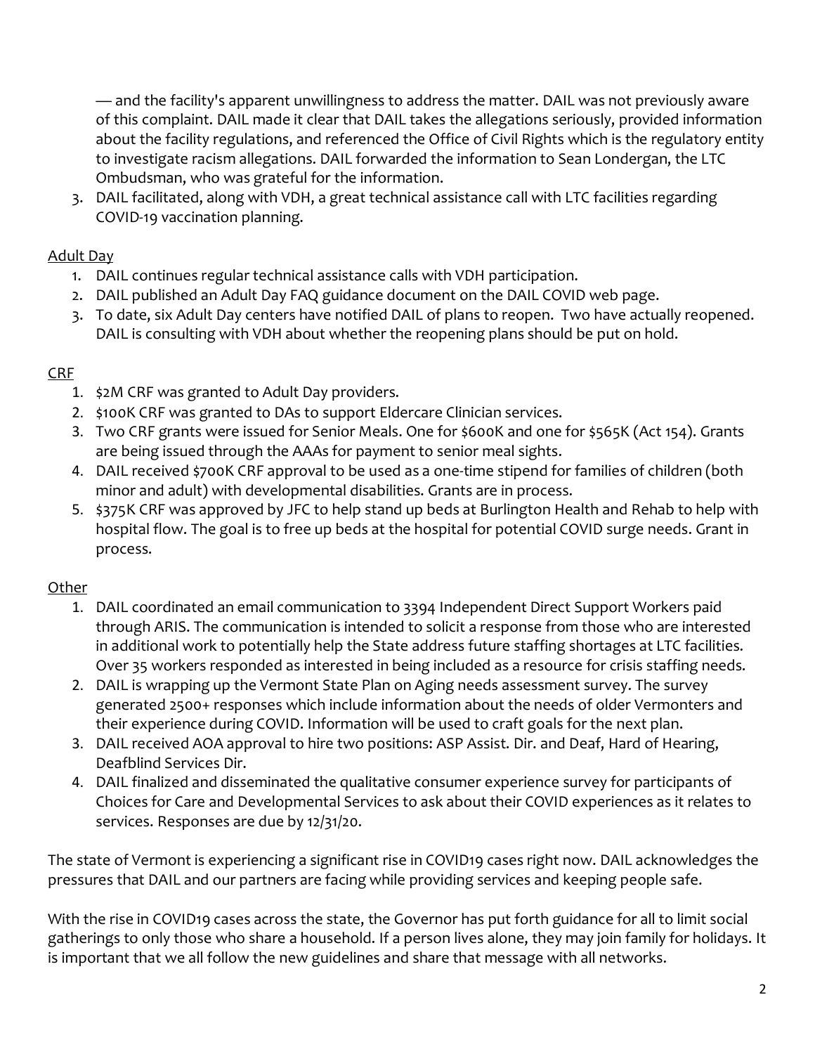— and the facility's apparent unwillingness to address the matter. DAIL was not previously aware of this complaint. DAIL made it clear that DAIL takes the allegations seriously, provided information about the facility regulations, and referenced the Office of Civil Rights which is the regulatory entity to investigate racism allegations. DAIL forwarded the information to Sean Londergan, the LTC Ombudsman, who was grateful for the information.

3. DAIL facilitated, along with VDH, a great technical assistance call with LTC facilities regarding COVID-19 vaccination planning.

Adult Day

1. DAIL continues regular technical assistance calls with VDH participation.
2. DAIL published an Adult Day FAQ guidance document on the DAIL COVID web page.
3. To date, six Adult Day centers have notified DAIL of plans to reopen. Two have actually reopened. DAIL is consulting with VDH about whether the reopening plans should be put on hold.

CRF

1. $2M CRF was granted to Adult Day providers.
2. $100K CRF was granted to DAs to support Eldercare Clinician services.
3. Two CRF grants were issued for Senior Meals. One for $600K and one for $565K (Act 154). Grants are being issued through the AAAs for payment to senior meal sights.
4. DAIL received $700K CRF approval to be used as a one-time stipend for families of children (both minor and adult) with developmental disabilities. Grants are in process.
5. $375K CRF was approved by JFC to help stand up beds at Burlington Health and Rehab to help with hospital flow. The goal is to free up beds at the hospital for potential COVID surge needs. Grant in process.

Other

1. DAIL coordinated an email communication to 3394 Independent Direct Support Workers paid through ARIS. The communication is intended to solicit a response from those who are interested in additional work to potentially help the State address future staffing shortages at LTC facilities. Over 35 workers responded as interested in being included as a resource for crisis staffing needs.
2. DAIL is wrapping up the Vermont State Plan on Aging needs assessment survey. The survey generated 2500+ responses which include information about the needs of older Vermonters and their experience during COVID. Information will be used to craft goals for the next plan.
3. DAIL received AOA approval to hire two positions: ASP Assist. Dir. and Deaf, Hard of Hearing, Deafblind Services Dir.
4. DAIL finalized and disseminated the qualitative consumer experience survey for participants of Choices for Care and Developmental Services to ask about their COVID experiences as it relates to services. Responses are due by 12/31/20.

The state of Vermont is experiencing a significant rise in COVID19 cases right now. DAIL acknowledges the pressures that DAIL and our partners are facing while providing services and keeping people safe.

With the rise in COVID19 cases across the state, the Governor has put forth guidance for all to limit social gatherings to only those who share a household. If a person lives alone, they may join family for holidays. It is important that we all follow the new guidelines and share that message with all networks.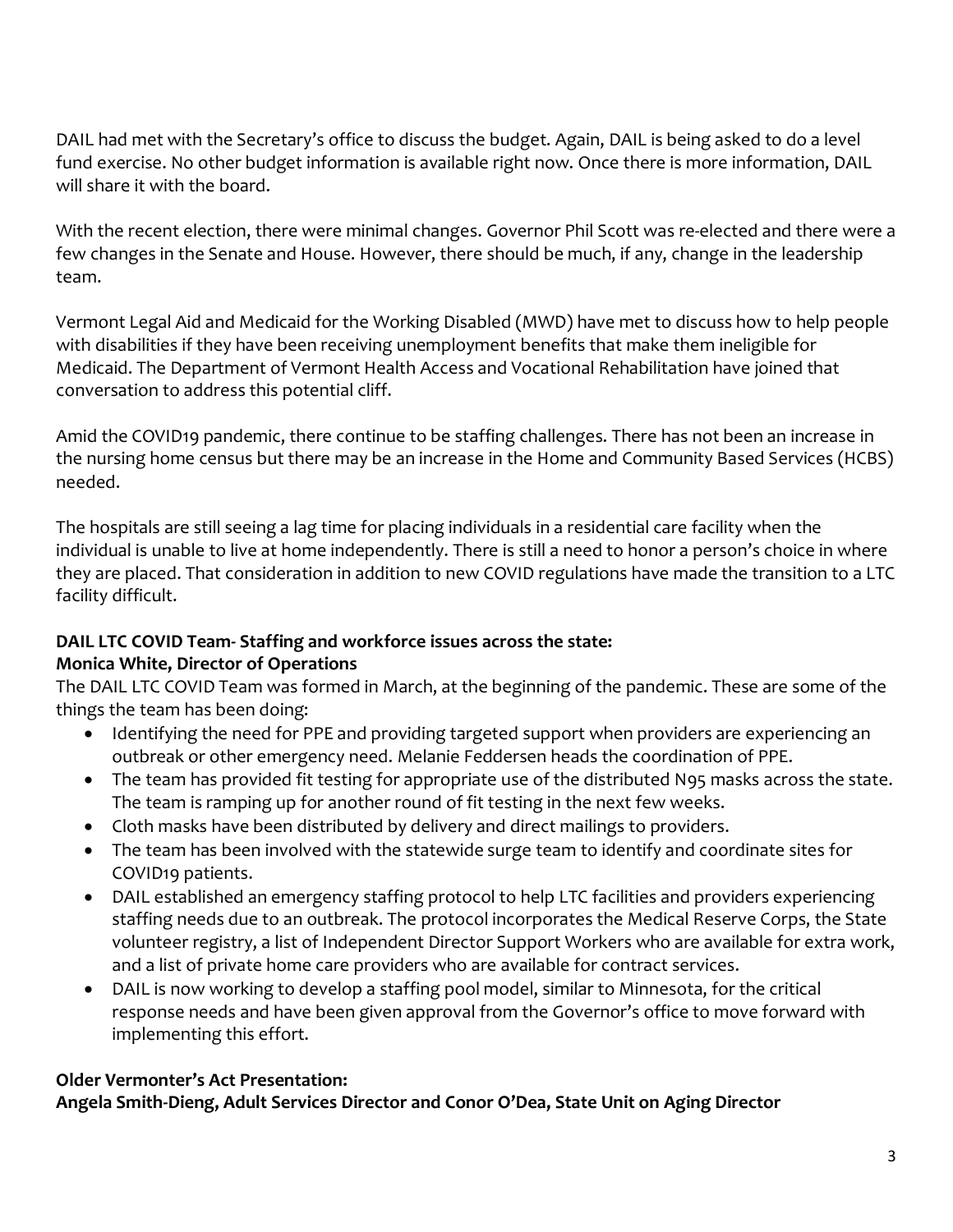DAIL had met with the Secretary's office to discuss the budget. Again, DAIL is being asked to do a level fund exercise. No other budget information is available right now. Once there is more information, DAIL will share it with the board.

With the recent election, there were minimal changes. Governor Phil Scott was re-elected and there were a few changes in the Senate and House. However, there should be much, if any, change in the leadership team.

Vermont Legal Aid and Medicaid for the Working Disabled (MWD) have met to discuss how to help people with disabilities if they have been receiving unemployment benefits that make them ineligible for Medicaid. The Department of Vermont Health Access and Vocational Rehabilitation have joined that conversation to address this potential cliff.

Amid the COVID19 pandemic, there continue to be staffing challenges. There has not been an increase in the nursing home census but there may be an increase in the Home and Community Based Services (HCBS) needed.

The hospitals are still seeing a lag time for placing individuals in a residential care facility when the individual is unable to live at home independently. There is still a need to honor a person's choice in where they are placed. That consideration in addition to new COVID regulations have made the transition to a LTC facility difficult.

**DAIL LTC COVID Team- Staffing and workforce issues across the state:**
**Monica White, Director of Operations**

The DAIL LTC COVID Team was formed in March, at the beginning of the pandemic. These are some of the things the team has been doing:

- Identifying the need for PPE and providing targeted support when providers are experiencing an outbreak or other emergency need. Melanie Feddersen heads the coordination of PPE.
- The team has provided fit testing for appropriate use of the distributed N95 masks across the state. The team is ramping up for another round of fit testing in the next few weeks.
- Cloth masks have been distributed by delivery and direct mailings to providers.
- The team has been involved with the statewide surge team to identify and coordinate sites for COVID19 patients.
- DAIL established an emergency staffing protocol to help LTC facilities and providers experiencing staffing needs due to an outbreak. The protocol incorporates the Medical Reserve Corps, the State volunteer registry, a list of Independent Director Support Workers who are available for extra work, and a list of private home care providers who are available for contract services.
- DAIL is now working to develop a staffing pool model, similar to Minnesota, for the critical response needs and have been given approval from the Governor's office to move forward with implementing this effort.

**Older Vermonter's Act Presentation:**
**Angela Smith-Dieng, Adult Services Director and Conor O'Dea, State Unit on Aging Director**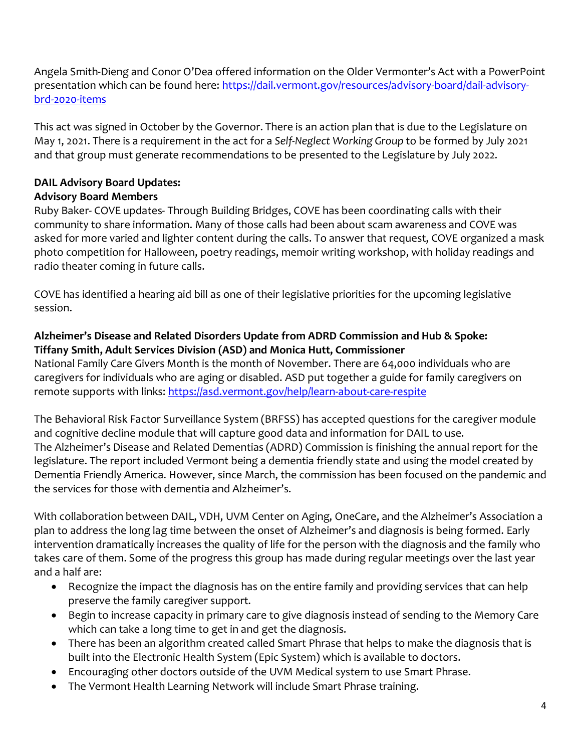Angela Smith-Dieng and Conor O'Dea offered information on the Older Vermonter's Act with a PowerPoint presentation which can be found here: [https://dail.vermont.gov/resources/advisory-board/dail-advisory-brd-2020-items](https://dail.vermont.gov/resources/advisory-board/dail-advisory-brd-2020-items)

This act was signed in October by the Governor. There is an action plan that is due to the Legislature on May 1, 2021. There is a requirement in the act for a *Self-Neglect Working Group* to be formed by July 2021 and that group must generate recommendations to be presented to the Legislature by July 2022.

**DAIL Advisory Board Updates:**
**Advisory Board Members**

Ruby Baker- COVE updates- Through Building Bridges, COVE has been coordinating calls with their community to share information. Many of those calls had been about scam awareness and COVE was asked for more varied and lighter content during the calls. To answer that request, COVE organized a mask photo competition for Halloween, poetry readings, memoir writing workshop, with holiday readings and radio theater coming in future calls.

COVE has identified a hearing aid bill as one of their legislative priorities for the upcoming legislative session.

**Alzheimer's Disease and Related Disorders Update from ADRD Commission and Hub & Spoke: Tiffany Smith, Adult Services Division (ASD) and Monica Hutt, Commissioner**

National Family Care Givers Month is the month of November. There are 64,000 individuals who are caregivers for individuals who are aging or disabled. ASD put together a guide for family caregivers on remote supports with links: [https://asd.vermont.gov/help/learn-about-care-respite](https://asd.vermont.gov/help/learn-about-care-respite)

The Behavioral Risk Factor Surveillance System (BRFSS) has accepted questions for the caregiver module and cognitive decline module that will capture good data and information for DAIL to use.
The Alzheimer's Disease and Related Dementias (ADRD) Commission is finishing the annual report for the legislature. The report included Vermont being a dementia friendly state and using the model created by Dementia Friendly America. However, since March, the commission has been focused on the pandemic and the services for those with dementia and Alzheimer's.

With collaboration between DAIL, VDH, UVM Center on Aging, OneCare, and the Alzheimer's Association a plan to address the long lag time between the onset of Alzheimer's and diagnosis is being formed. Early intervention dramatically increases the quality of life for the person with the diagnosis and the family who takes care of them. Some of the progress this group has made during regular meetings over the last year and a half are:

- Recognize the impact the diagnosis has on the entire family and providing services that can help preserve the family caregiver support.
- Begin to increase capacity in primary care to give diagnosis instead of sending to the Memory Care which can take a long time to get in and get the diagnosis.
- There has been an algorithm created called Smart Phrase that helps to make the diagnosis that is built into the Electronic Health System (Epic System) which is available to doctors.
- Encouraging other doctors outside of the UVM Medical system to use Smart Phrase.
- The Vermont Health Learning Network will include Smart Phrase training.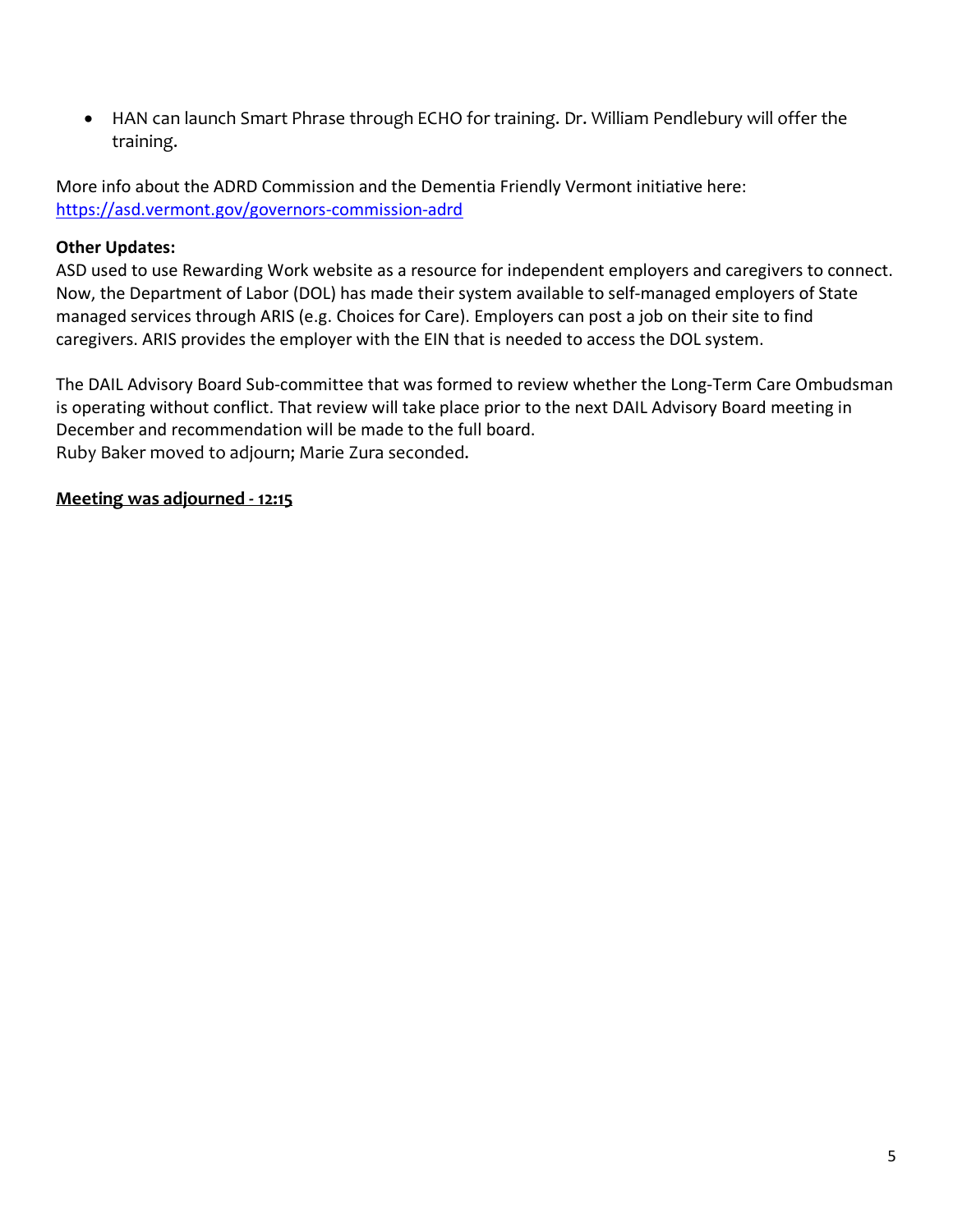- HAN can launch Smart Phrase through ECHO for training. Dr. William Pendlebury will offer the training.

More info about the ADRD Commission and the Dementia Friendly Vermont initiative here: https://asd.vermont.gov/governors-commission-adrd

**Other Updates:**

ASD used to use Rewarding Work website as a resource for independent employers and caregivers to connect. Now, the Department of Labor (DOL) has made their system available to self-managed employers of State managed services through ARIS (e.g. Choices for Care). Employers can post a job on their site to find caregivers. ARIS provides the employer with the EIN that is needed to access the DOL system.

The DAIL Advisory Board Sub-committee that was formed to review whether the Long-Term Care Ombudsman is operating without conflict. That review will take place prior to the next DAIL Advisory Board meeting in December and recommendation will be made to the full board.
Ruby Baker moved to adjourn; Marie Zura seconded.

**Meeting was adjourned - 12:15**